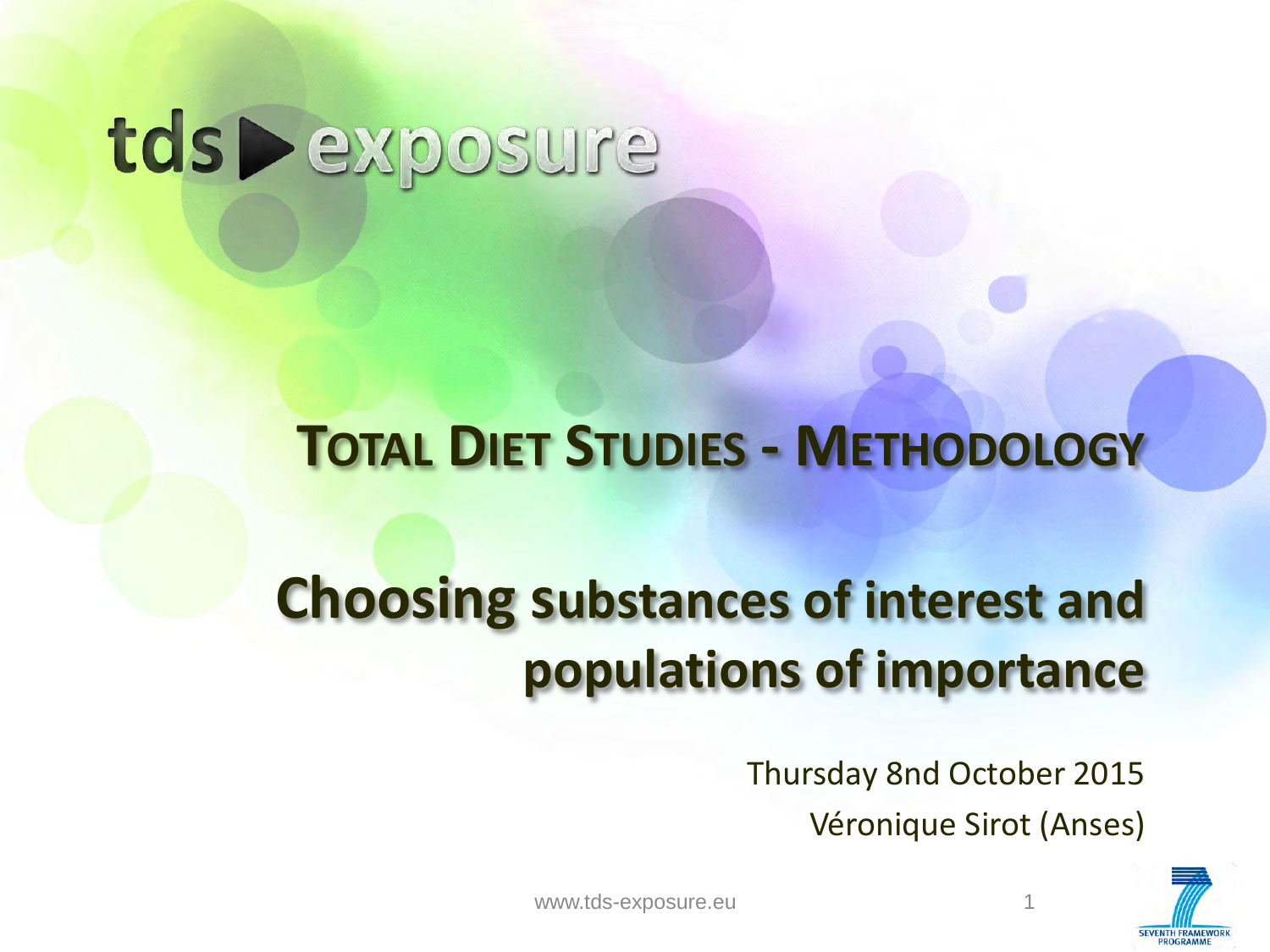tds ▶ exposure

# TOTAL DIET STUDIES - METHODOLOGY

## Choosing substances of interest and populations of importance

Thursday 8nd October 2015

Véronique Sirot (Anses)

www.tds-exposure.eu

SEVENTH FRAMEWORK PROGRAMME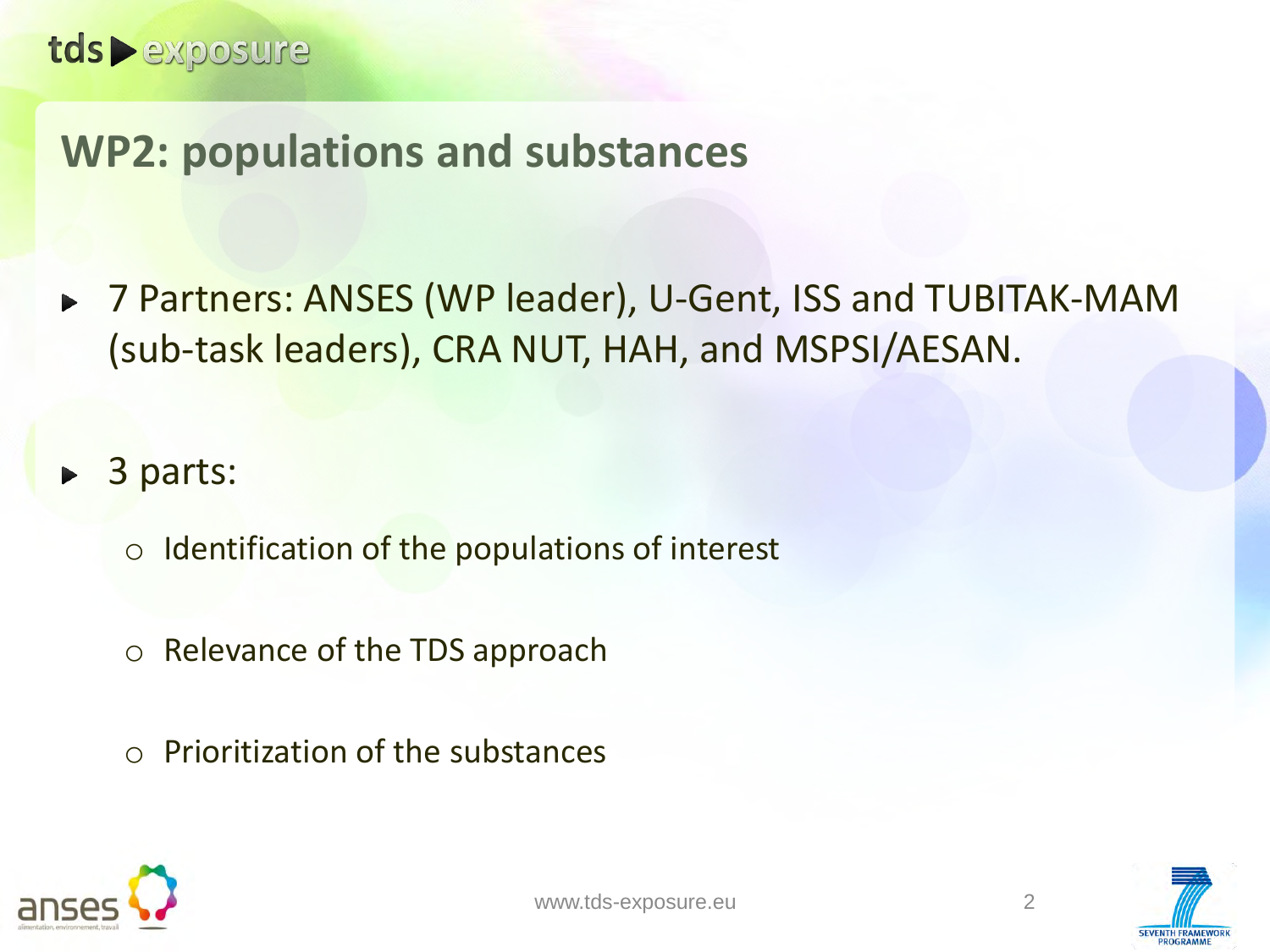## WP2: populations and substances

- 7 Partners: ANSES (WP leader), U-Gent, ISS and TUBITAK-MAM (sub-task leaders), CRA NUT, HAH, and MSPSI/AESAN.

- 3 parts:
  - Identification of the populations of interest
  - Relevance of the TDS approach
  - Prioritization of the substances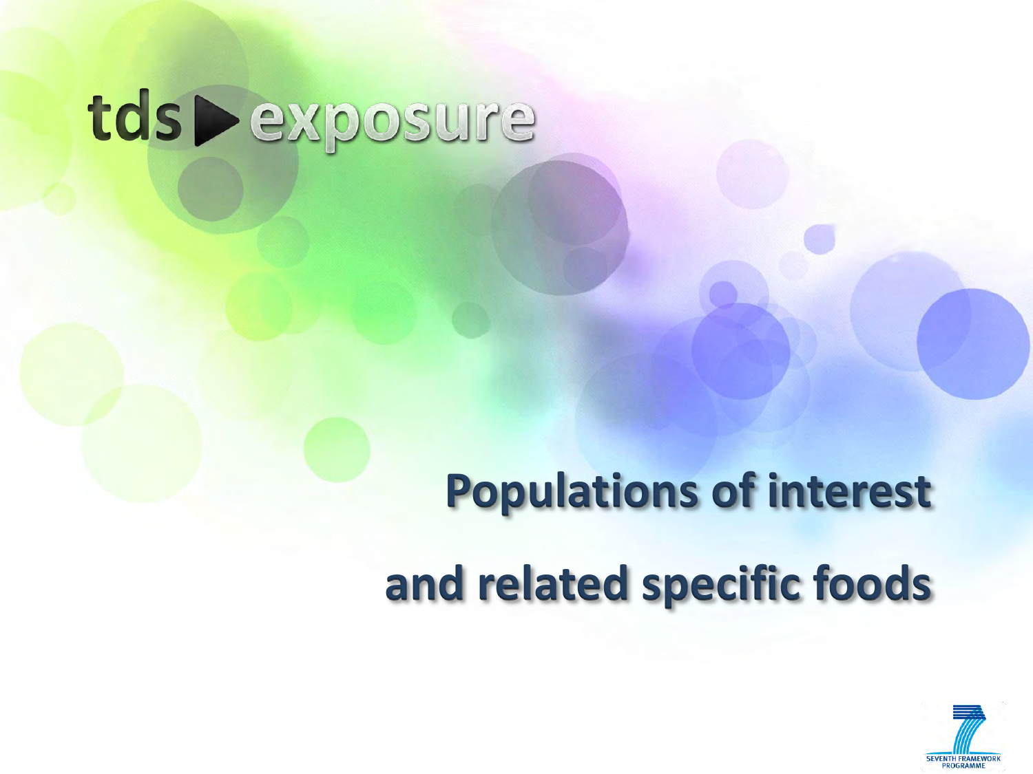tds ▶ exposure

# Populations of interest

# and related specific foods

SEVENTH FRAMEWORK PROGRAMME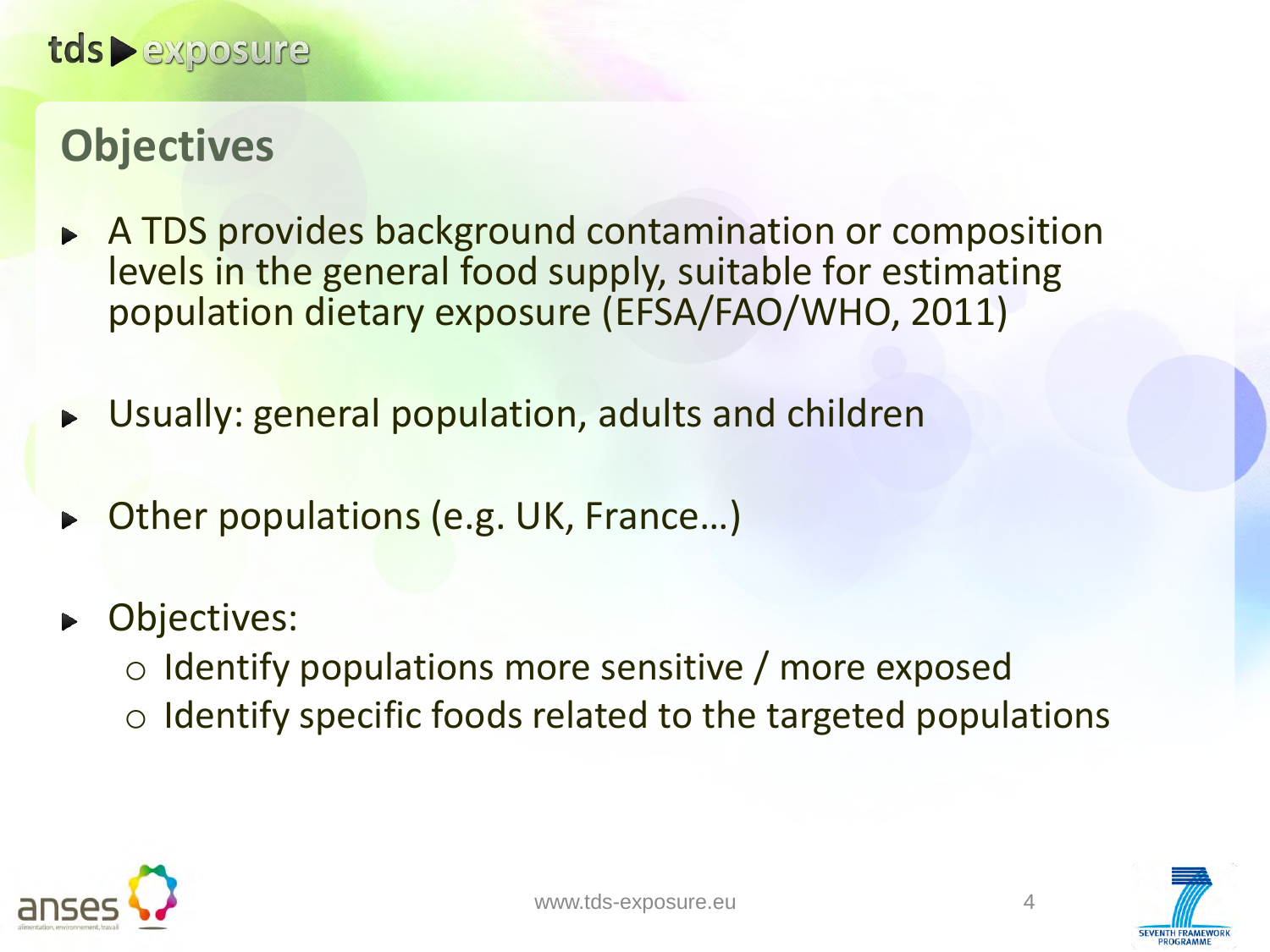# Objectives

- A TDS provides background contamination or composition levels in the general food supply, suitable for estimating population dietary exposure (EFSA/FAO/WHO, 2011)
- Usually: general population, adults and children
- Other populations (e.g. UK, France…)
- Objectives:
  - Identify populations more sensitive / more exposed
  - Identify specific foods related to the targeted populations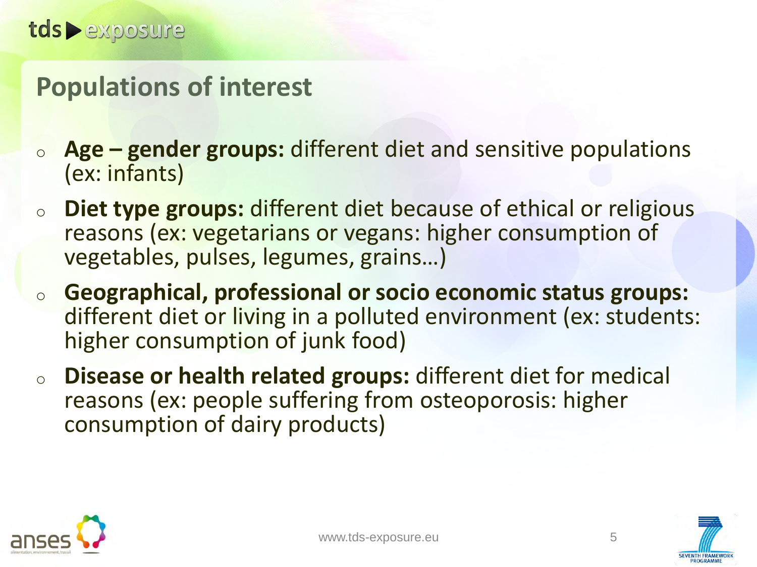## Populations of interest

- **Age – gender groups:** different diet and sensitive populations (ex: infants)
- **Diet type groups:** different diet because of ethical or religious reasons (ex: vegetarians or vegans: higher consumption of vegetables, pulses, legumes, grains…)
- **Geographical, professional or socio economic status groups:** different diet or living in a polluted environment (ex: students: higher consumption of junk food)
- **Disease or health related groups:** different diet for medical reasons (ex: people suffering from osteoporosis: higher consumption of dairy products)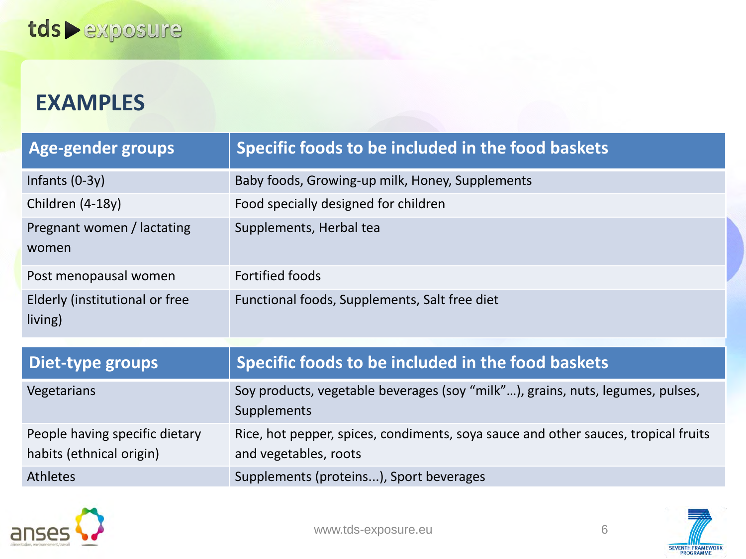## EXAMPLES

| Age-gender groups | Specific foods to be included in the food baskets |
|---|---|
| Infants (0-3y) | Baby foods, Growing-up milk, Honey, Supplements |
| Children (4-18y) | Food specially designed for children |
| Pregnant women / lactating women | Supplements, Herbal tea |
| Post menopausal women | Fortified foods |
| Elderly (institutional or free living) | Functional foods, Supplements, Salt free diet |

| Diet-type groups | Specific foods to be included in the food baskets |
|---|---|
| Vegetarians | Soy products, vegetable beverages (soy "milk"…), grains, nuts, legumes, pulses, Supplements |
| People having specific dietary habits (ethnical origin) | Rice, hot pepper, spices, condiments, soya sauce and other sauces, tropical fruits and vegetables, roots |
| Athletes | Supplements (proteins...), Sport beverages |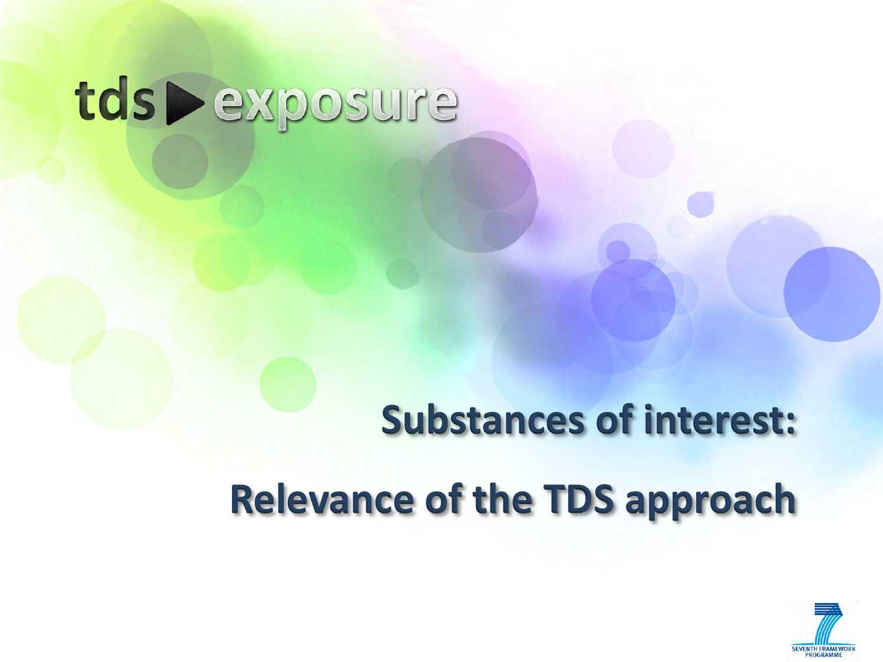tds ▶ exposure

# Substances of interest:

# Relevance of the TDS approach

SEVENTH FRAMEWORK PROGRAMME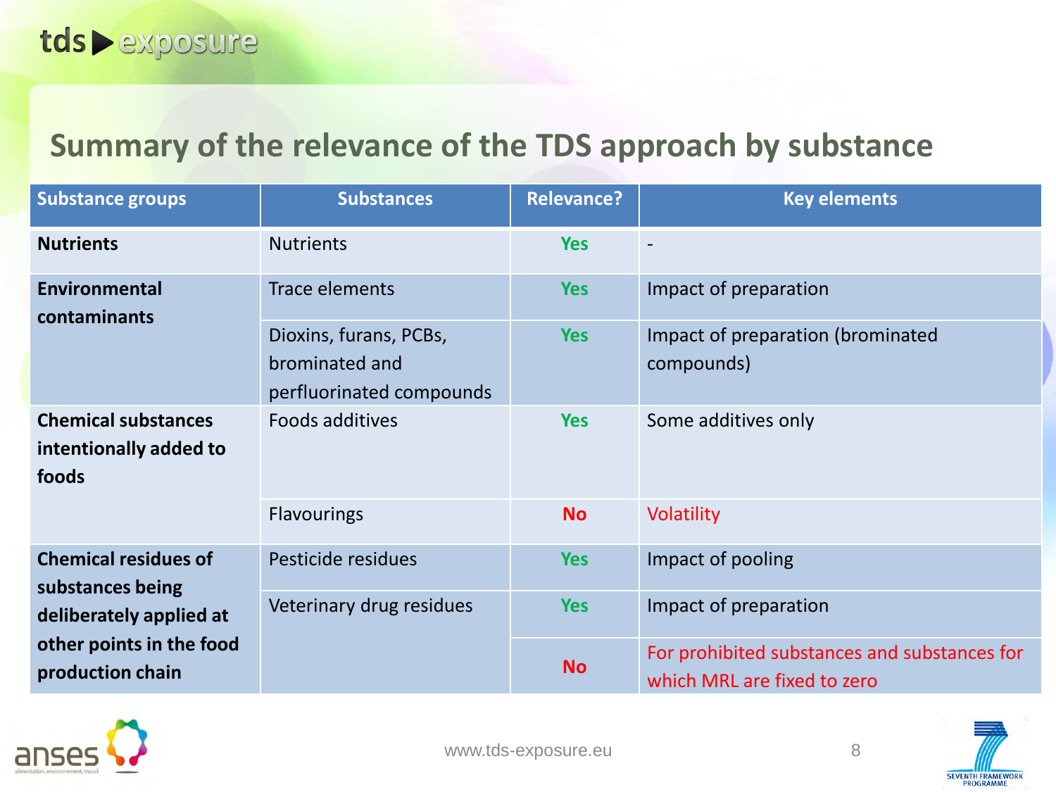## Summary of the relevance of the TDS approach by substance

| Substance groups | Substances | Relevance? | Key elements |
|---|---|---|---|
| **Nutrients** | Nutrients | Yes | - |
| **Environmental contaminants** | Trace elements | Yes | Impact of preparation |
| | Dioxins, furans, PCBs, brominated and perfluorinated compounds | Yes | Impact of preparation (brominated compounds) |
| **Chemical substances intentionally added to foods** | Foods additives | Yes | Some additives only |
| | Flavourings | No | Volatility |
| **Chemical residues of substances being deliberately applied at other points in the food production chain** | Pesticide residues | Yes | Impact of pooling |
| | Veterinary drug residues | Yes | Impact of preparation |
| | | No | For prohibited substances and substances for which MRL are fixed to zero |

www.tds-exposure.eu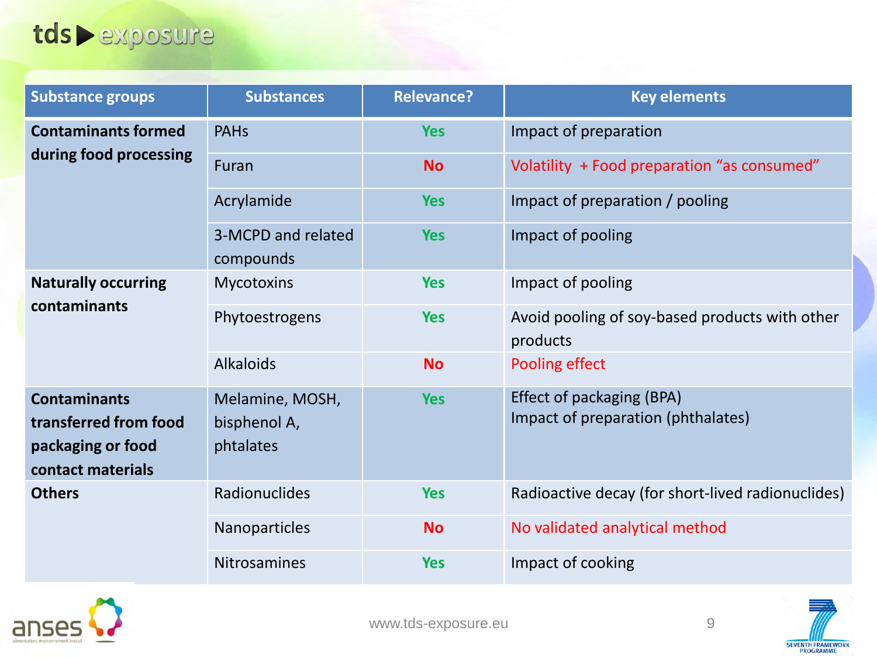| Substance groups | Substances | Relevance? | Key elements |
|---|---|---|---|
| **Contaminants formed during food processing** | PAHs | Yes | Impact of preparation |
| | Furan | No | Volatility + Food preparation "as consumed" |
| | Acrylamide | Yes | Impact of preparation / pooling |
| | 3-MCPD and related compounds | Yes | Impact of pooling |
| **Naturally occurring contaminants** | Mycotoxins | Yes | Impact of pooling |
| | Phytoestrogens | Yes | Avoid pooling of soy-based products with other products |
| | Alkaloids | No | Pooling effect |
| **Contaminants transferred from food packaging or food contact materials** | Melamine, MOSH, bisphenol A, phtalates | Yes | Effect of packaging (BPA)<br>Impact of preparation (phthalates) |
| **Others** | Radionuclides | Yes | Radioactive decay (for short-lived radionuclides) |
| | Nanoparticles | No | No validated analytical method |
| | Nitrosamines | Yes | Impact of cooking |

www.tds-exposure.eu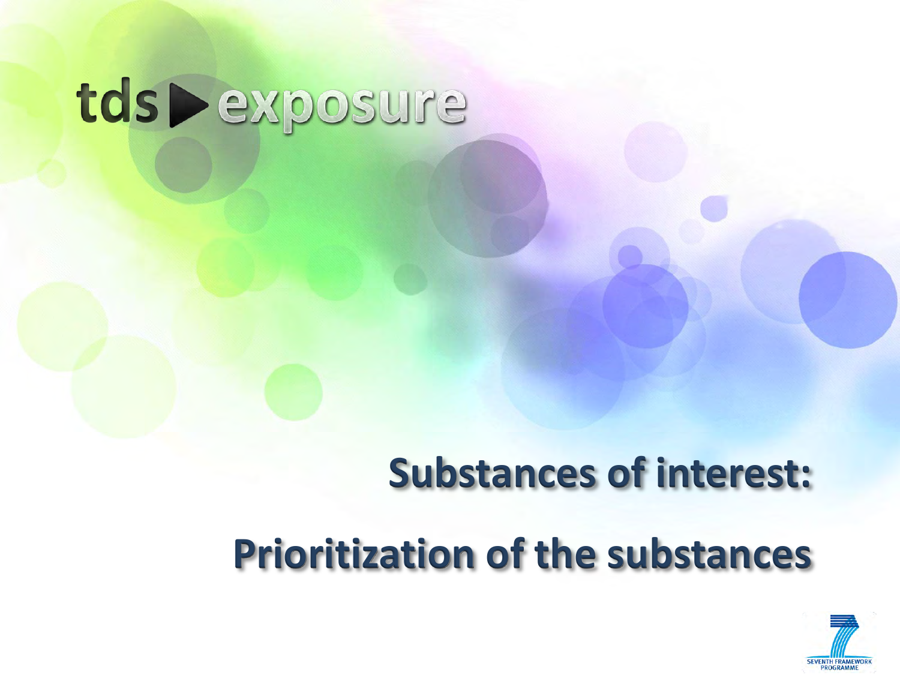tds▶exposure

# Substances of interest:

# Prioritization of the substances

SEVENTH FRAMEWORK PROGRAMME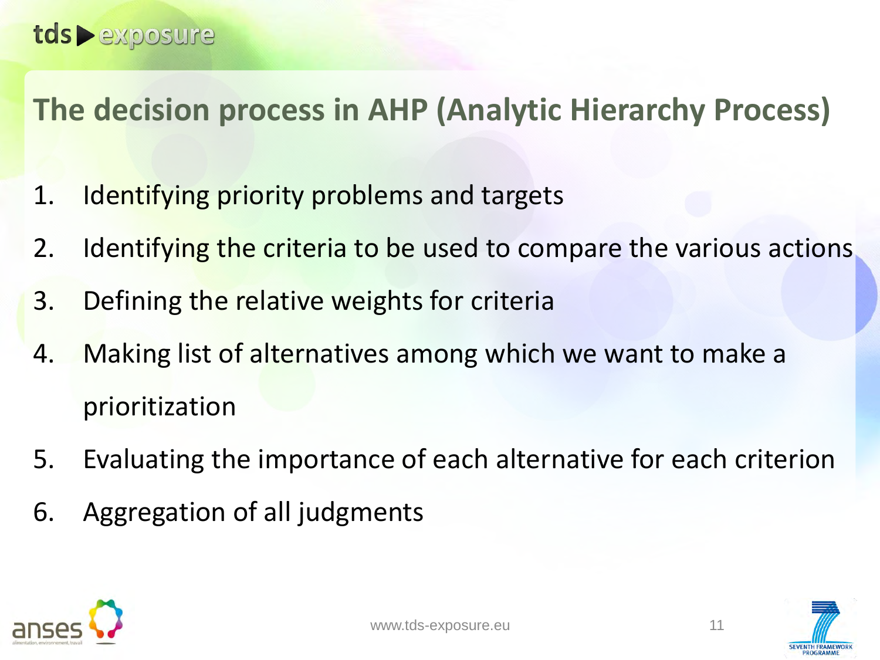# The decision process in AHP (Analytic Hierarchy Process)

1. Identifying priority problems and targets
2. Identifying the criteria to be used to compare the various actions
3. Defining the relative weights for criteria
4. Making list of alternatives among which we want to make a prioritization
5. Evaluating the importance of each alternative for each criterion
6. Aggregation of all judgments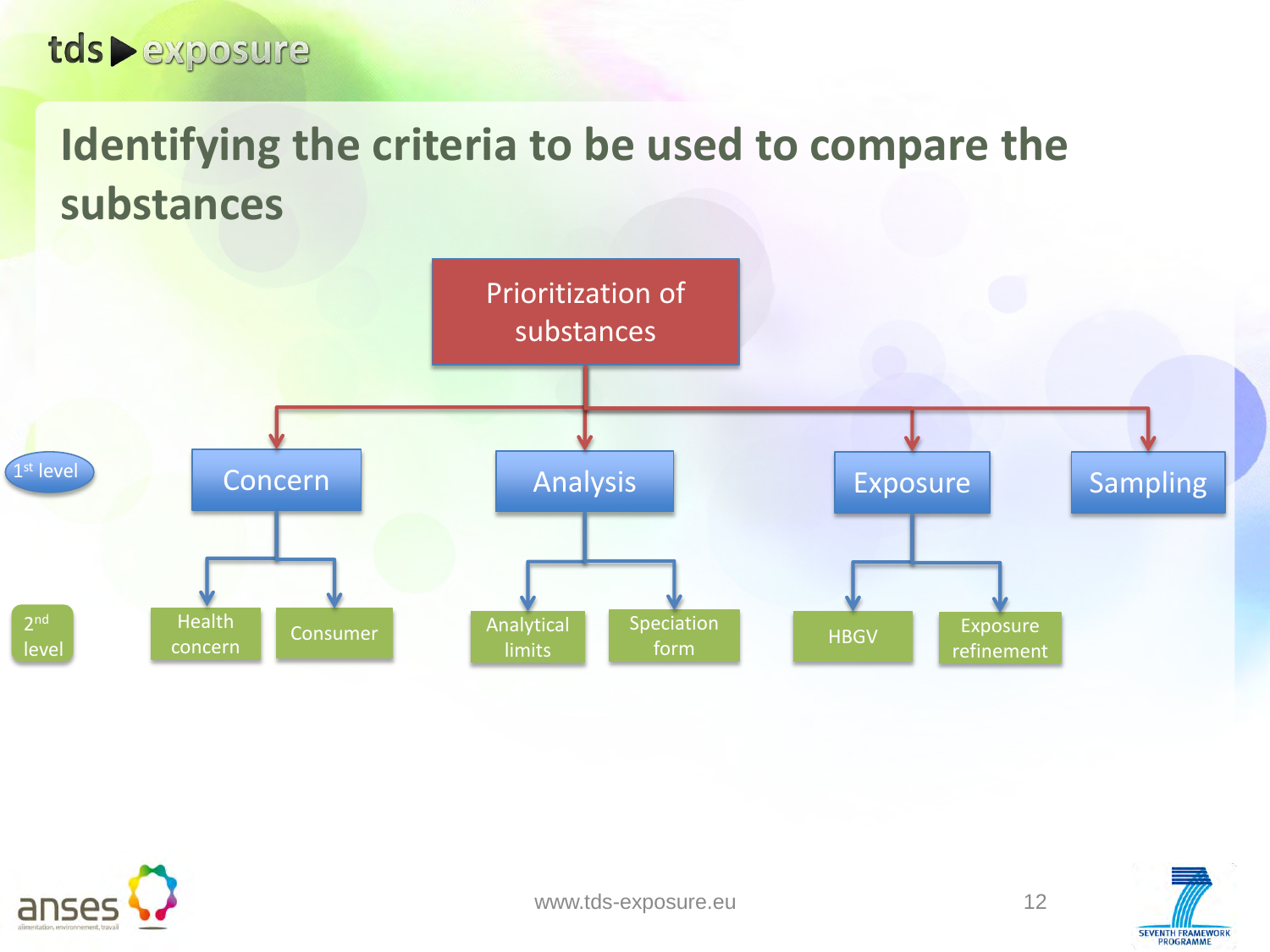# Identifying the criteria to be used to compare the substances

- **Prioritization of substances**
  - 1st level: **Concern**
    - 2nd level: Health concern
    - 2nd level: Consumer
  - 1st level: **Analysis**
    - 2nd level: Analytical limits
    - 2nd level: Speciation form
  - 1st level: **Exposure**
    - 2nd level: HBGV
    - 2nd level: Exposure refinement
  - 1st level: **Sampling**

www.tds-exposure.eu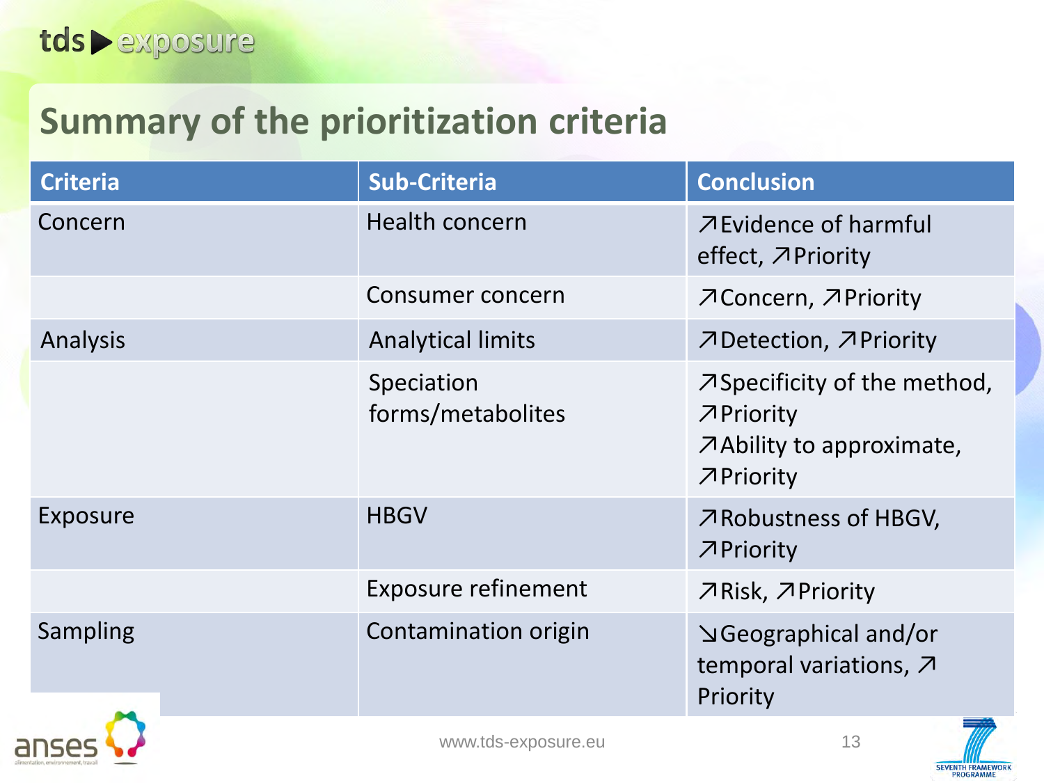## Summary of the prioritization criteria

| Criteria | Sub-Criteria | Conclusion |
|---|---|---|
| Concern | Health concern | ↗Evidence of harmful effect, ↗Priority |
| | Consumer concern | ↗Concern, ↗Priority |
| Analysis | Analytical limits | ↗Detection, ↗Priority |
| | Speciation forms/metabolites | ↗Specificity of the method, ↗Priority<br>↗Ability to approximate, ↗Priority |
| Exposure | HBGV | ↗Robustness of HBGV, ↗Priority |
| | Exposure refinement | ↗Risk, ↗Priority |
| Sampling | Contamination origin | ↘Geographical and/or temporal variations, ↗ Priority |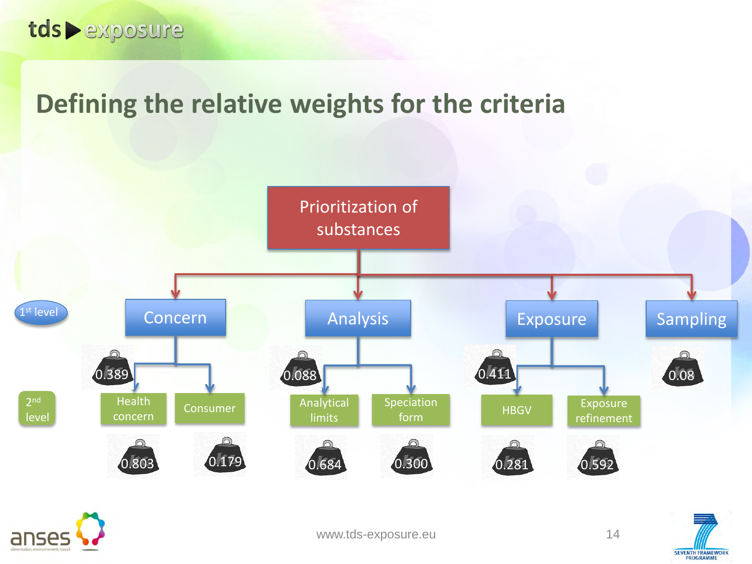# Defining the relative weights for the criteria

**Prioritization of substances**

1st level:

- **Concern** — 0.389
  - Health concern — 0.803
  - Consumer — 0.179
- **Analysis** — 0.088
  - Analytical limits — 0.684
  - Speciation form — 0.300
- **Exposure** — 0.411
  - HBGV — 0.281
  - Exposure refinement — 0.592
- **Sampling** — 0.08

2nd level: Health concern, Consumer, Analytical limits, Speciation form, HBGV, Exposure refinement

www.tds-exposure.eu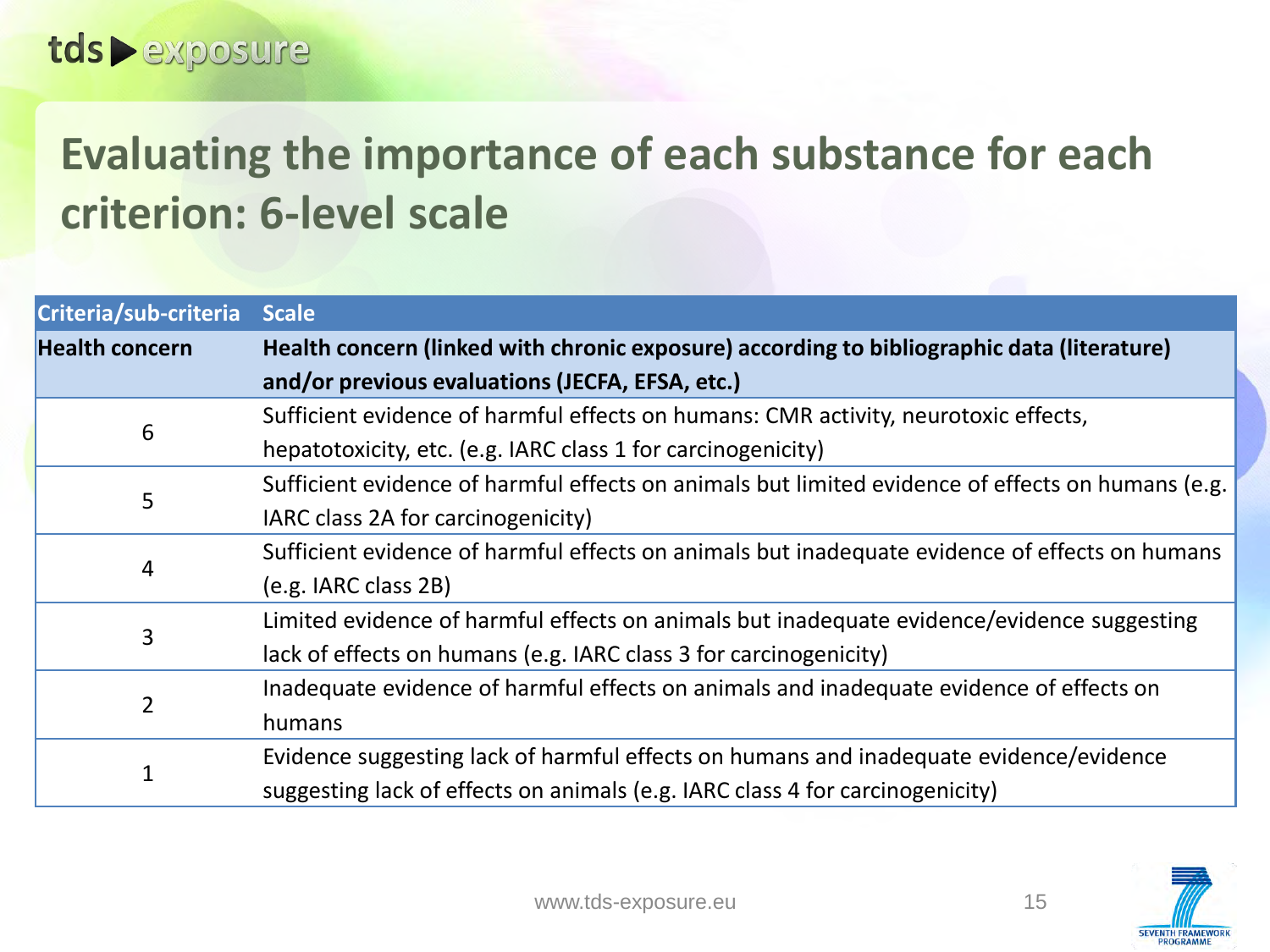# Evaluating the importance of each substance for each criterion: 6-level scale

| Criteria/sub-criteria | Scale |
|---|---|
| **Health concern** | **Health concern (linked with chronic exposure) according to bibliographic data (literature) and/or previous evaluations (JECFA, EFSA, etc.)** |
| 6 | Sufficient evidence of harmful effects on humans: CMR activity, neurotoxic effects, hepatotoxicity, etc. (e.g. IARC class 1 for carcinogenicity) |
| 5 | Sufficient evidence of harmful effects on animals but limited evidence of effects on humans (e.g. IARC class 2A for carcinogenicity) |
| 4 | Sufficient evidence of harmful effects on animals but inadequate evidence of effects on humans (e.g. IARC class 2B) |
| 3 | Limited evidence of harmful effects on animals but inadequate evidence/evidence suggesting lack of effects on humans (e.g. IARC class 3 for carcinogenicity) |
| 2 | Inadequate evidence of harmful effects on animals and inadequate evidence of effects on humans |
| 1 | Evidence suggesting lack of harmful effects on humans and inadequate evidence/evidence suggesting lack of effects on animals (e.g. IARC class 4 for carcinogenicity) |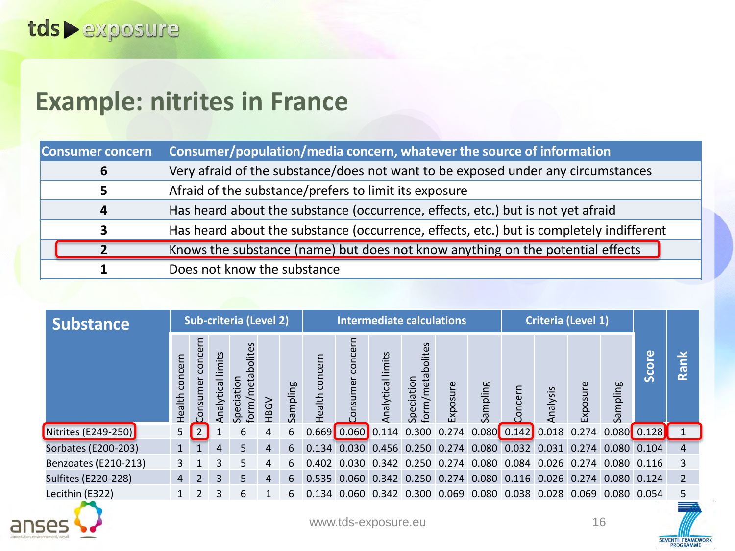# Example: nitrites in France

| Consumer concern | Consumer/population/media concern, whatever the source of information |
|---|---|
| 6 | Very afraid of the substance/does not want to be exposed under any circumstances |
| 5 | Afraid of the substance/prefers to limit its exposure |
| 4 | Has heard about the substance (occurrence, effects, etc.) but is not yet afraid |
| 3 | Has heard about the substance (occurrence, effects, etc.) but is completely indifferent |
| 2 | Knows the substance (name) but does not know anything on the potential effects |
| 1 | Does not know the substance |

| Substance | Sub-criteria (Level 2) | | | | | | Intermediate calculations | | | | | | Criteria (Level 1) | | | | Score | Rank |
|---|---|---|---|---|---|---|---|---|---|---|---|---|---|---|---|---|---|---|
| | Health concern | Consumer concern | Analytical limits | Speciation form/metabolites | HBGV | Sampling | Health concern | Consumer concern | Analytical limits | Speciation form/metabolites | Exposure | Sampling | Concern | Analysis | Exposure | Sampling | | |
| Nitrites (E249-250) | 5 | 2 | 1 | 6 | 4 | 6 | 0.669 | 0.060 | 0.114 | 0.300 | 0.274 | 0.080 | 0.142 | 0.018 | 0.274 | 0.080 | 0.128 | 1 |
| Sorbates (E200-203) | 1 | 1 | 4 | 5 | 4 | 6 | 0.134 | 0.030 | 0.456 | 0.250 | 0.274 | 0.080 | 0.032 | 0.031 | 0.274 | 0.080 | 0.104 | 4 |
| Benzoates (E210-213) | 3 | 1 | 3 | 5 | 4 | 6 | 0.402 | 0.030 | 0.342 | 0.250 | 0.274 | 0.080 | 0.084 | 0.026 | 0.274 | 0.080 | 0.116 | 3 |
| Sulfites (E220-228) | 4 | 2 | 3 | 5 | 4 | 6 | 0.535 | 0.060 | 0.342 | 0.250 | 0.274 | 0.080 | 0.116 | 0.026 | 0.274 | 0.080 | 0.124 | 2 |
| Lecithin (E322) | 1 | 2 | 3 | 6 | 1 | 6 | 0.134 | 0.060 | 0.342 | 0.300 | 0.069 | 0.080 | 0.038 | 0.028 | 0.069 | 0.080 | 0.054 | 5 |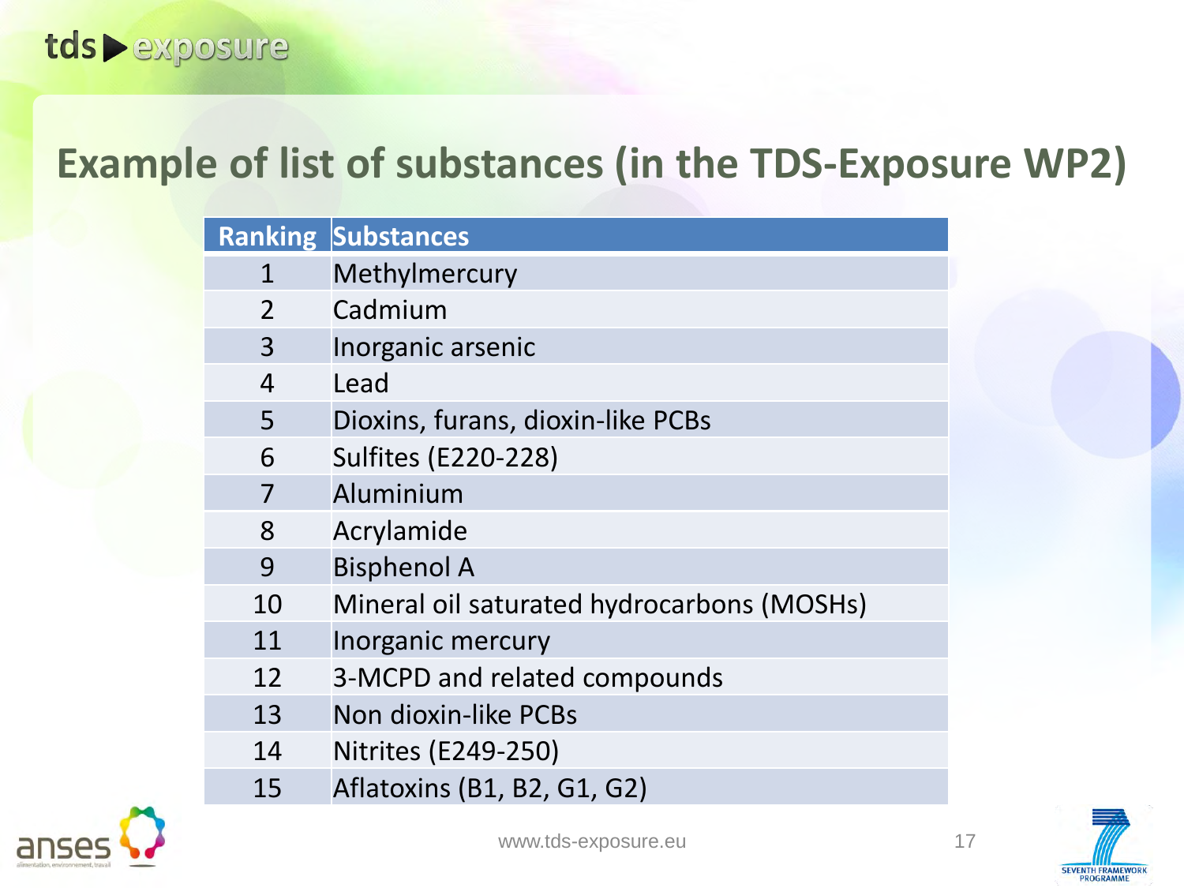# Example of list of substances (in the TDS-Exposure WP2)

| Ranking | Substances |
|---|---|
| 1 | Methylmercury |
| 2 | Cadmium |
| 3 | Inorganic arsenic |
| 4 | Lead |
| 5 | Dioxins, furans, dioxin-like PCBs |
| 6 | Sulfites (E220-228) |
| 7 | Aluminium |
| 8 | Acrylamide |
| 9 | Bisphenol A |
| 10 | Mineral oil saturated hydrocarbons (MOSHs) |
| 11 | Inorganic mercury |
| 12 | 3-MCPD and related compounds |
| 13 | Non dioxin-like PCBs |
| 14 | Nitrites (E249-250) |
| 15 | Aflatoxins (B1, B2, G1, G2) |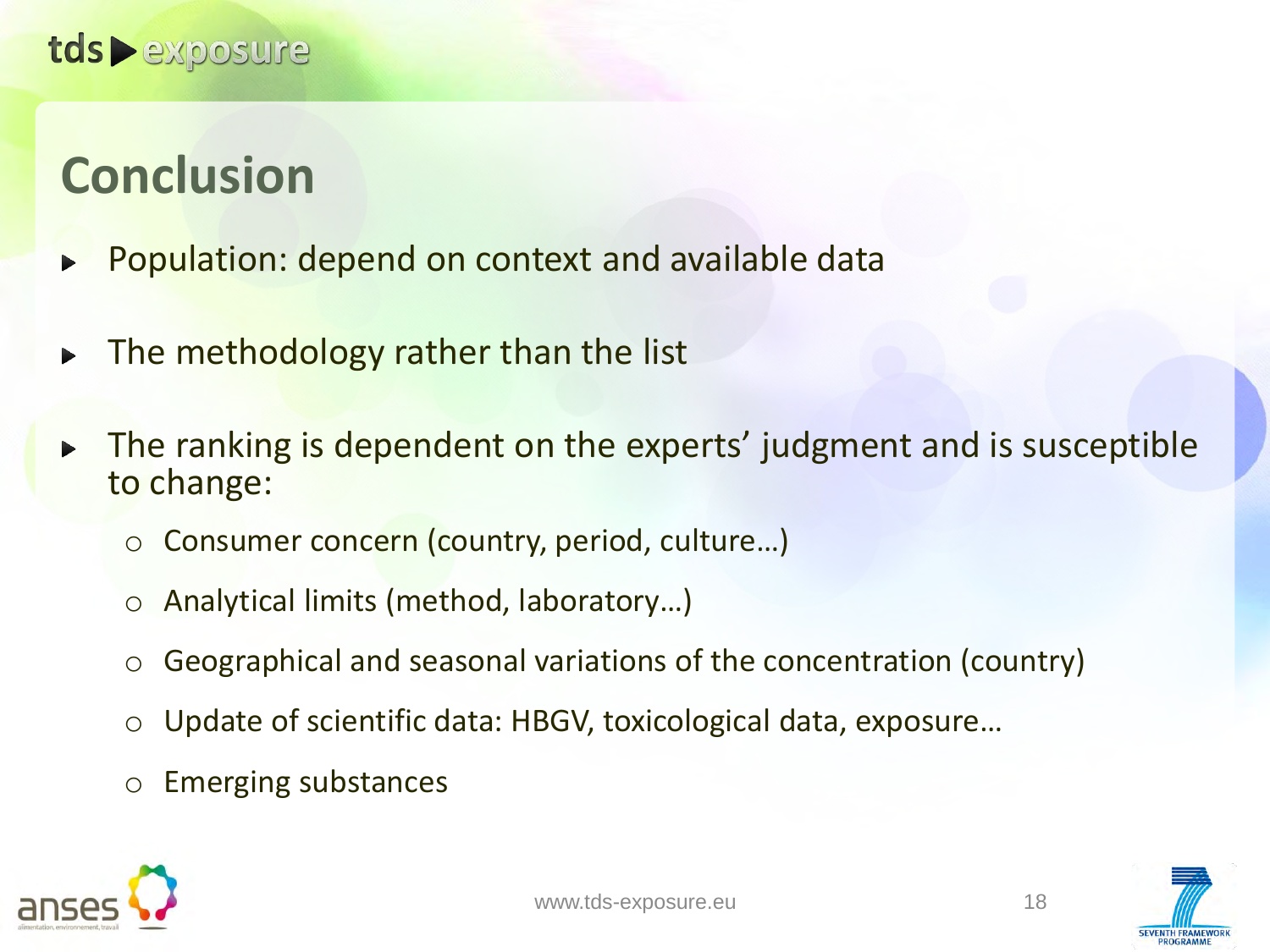# Conclusion

- Population: depend on context and available data
- The methodology rather than the list
- The ranking is dependent on the experts' judgment and is susceptible to change:
  - Consumer concern (country, period, culture…)
  - Analytical limits (method, laboratory…)
  - Geographical and seasonal variations of the concentration (country)
  - Update of scientific data: HBGV, toxicological data, exposure…
  - Emerging substances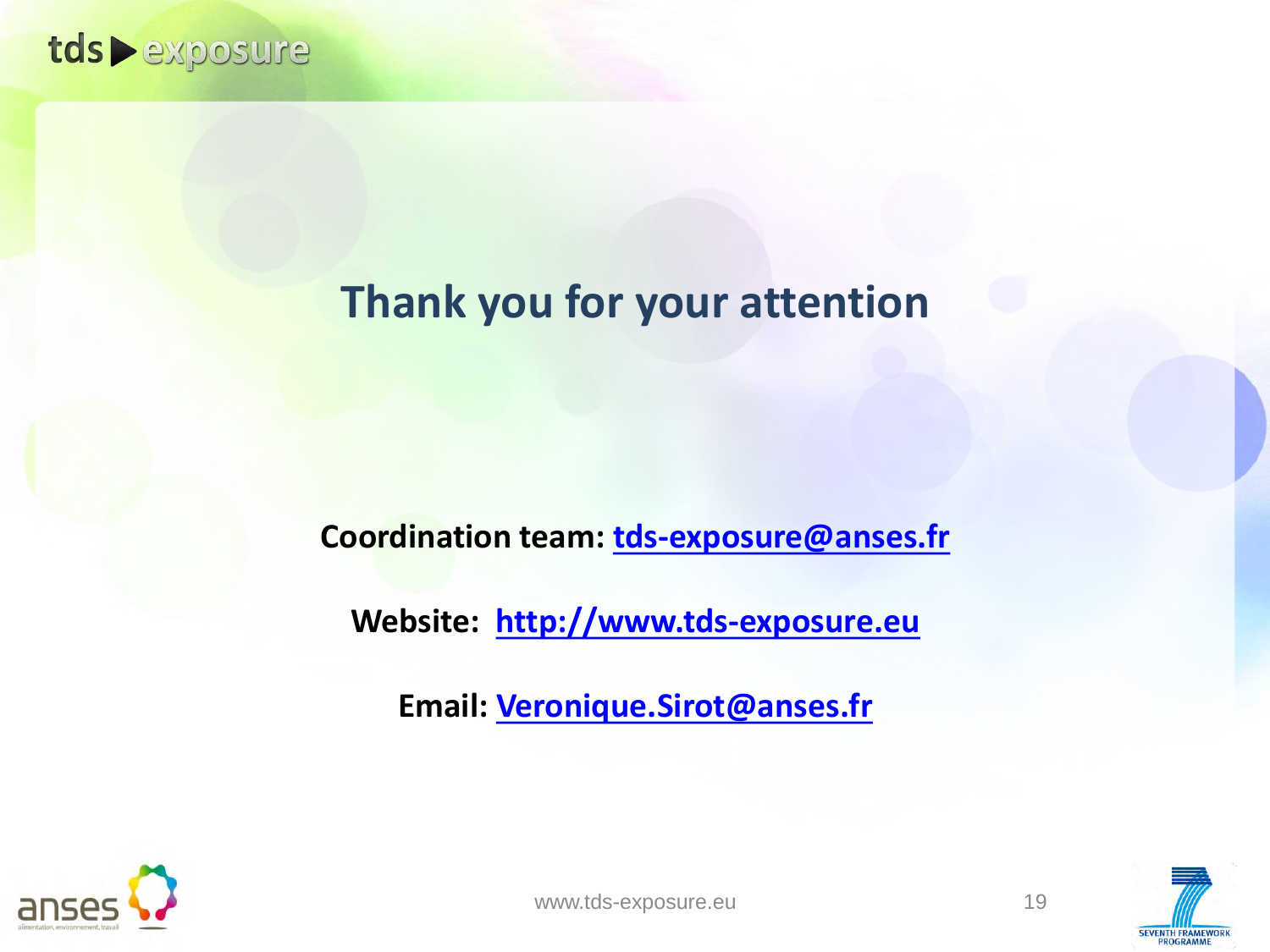# Thank you for your attention

**Coordination team:** **tds-exposure@anses.fr**

**Website:** **http://www.tds-exposure.eu**

**Email:** **Veronique.Sirot@anses.fr**